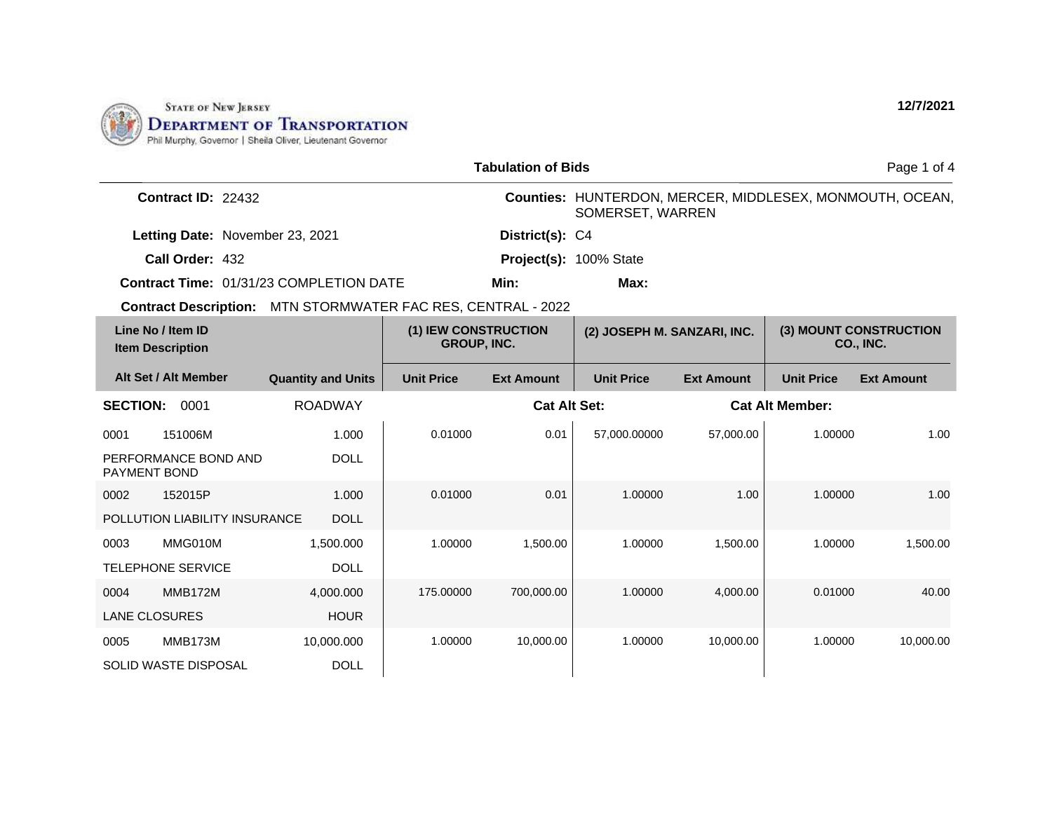STATE OF NEW JERSEY
DEPARTMENT OF TRANSPORTATION
Phil Murphy, Governor | Sheila Oliver, Lieutenant Governor

12/7/2021

# Tabulation of Bids

**Contract ID:** 22432

**Counties:** HUNTERDON, MERCER, MIDDLESEX, MONMOUTH, OCEAN, SOMERSET, WARREN

**Letting Date:** November 23, 2021

**District(s):** C4

**Call Order:** 432

**Project(s):** 100% State

**Contract Time:** 01/31/23 COMPLETION DATE

**Min:**

**Max:**

**Contract Description:** MTN STORMWATER FAC RES, CENTRAL - 2022

| Line No / Item ID / Item Description | Alt Set / Alt Member | Quantity and Units | (1) IEW CONSTRUCTION GROUP, INC. Unit Price | (1) IEW CONSTRUCTION GROUP, INC. Ext Amount | (2) JOSEPH M. SANZARI, INC. Unit Price | (2) JOSEPH M. SANZARI, INC. Ext Amount | (3) MOUNT CONSTRUCTION CO., INC. Unit Price | (3) MOUNT CONSTRUCTION CO., INC. Ext Amount |
|---|---|---|---|---|---|---|---|---|
| **SECTION: 0001 ROADWAY** | | | **Cat Alt Set:** | | | **Cat Alt Member:** | | |
| 0001 151006M PERFORMANCE BOND AND PAYMENT BOND | | 1.000 DOLL | 0.01000 | 0.01 | 57,000.00000 | 57,000.00 | 1.00000 | 1.00 |
| 0002 152015P POLLUTION LIABILITY INSURANCE | | 1.000 DOLL | 0.01000 | 0.01 | 1.00000 | 1.00 | 1.00000 | 1.00 |
| 0003 MMG010M TELEPHONE SERVICE | | 1,500.000 DOLL | 1.00000 | 1,500.00 | 1.00000 | 1,500.00 | 1.00000 | 1,500.00 |
| 0004 MMB172M LANE CLOSURES | | 4,000.000 HOUR | 175.00000 | 700,000.00 | 1.00000 | 4,000.00 | 0.01000 | 40.00 |
| 0005 MMB173M SOLID WASTE DISPOSAL | | 10,000.000 DOLL | 1.00000 | 10,000.00 | 1.00000 | 10,000.00 | 1.00000 | 10,000.00 |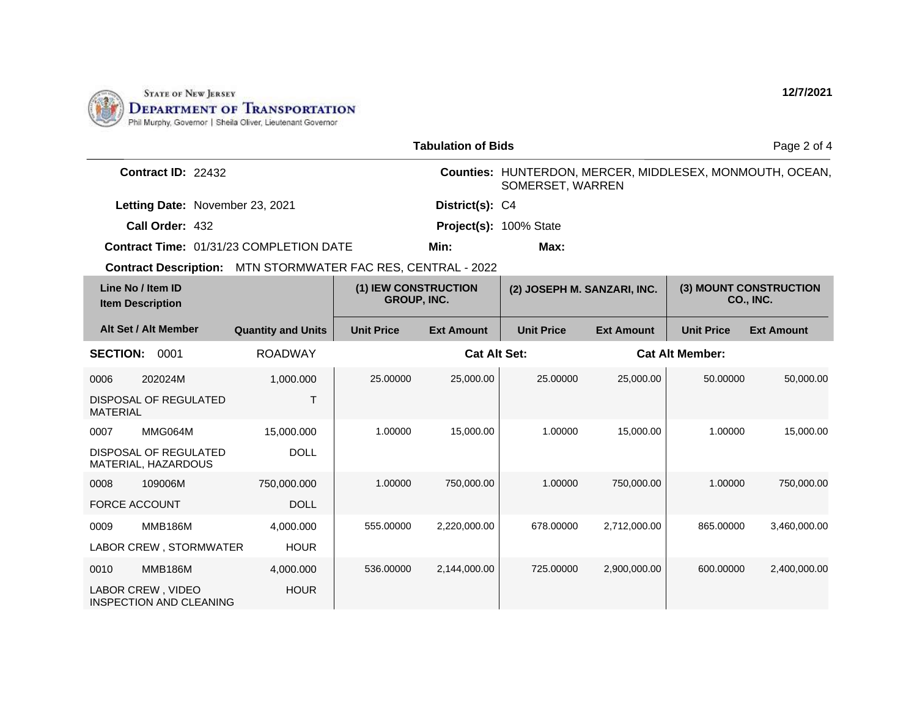STATE OF NEW JERSEY
DEPARTMENT OF TRANSPORTATION
Phil Murphy, Governor | Sheila Oliver, Lieutenant Governor

12/7/2021

## Tabulation of Bids

**Contract ID:** 22432

**Counties:** HUNTERDON, MERCER, MIDDLESEX, MONMOUTH, OCEAN, SOMERSET, WARREN

**Letting Date:** November 23, 2021

**District(s):** C4

**Call Order:** 432

**Project(s):** 100% State

**Contract Time:** 01/31/23 COMPLETION DATE

**Min:**

**Max:**

**Contract Description:** MTN STORMWATER FAC RES, CENTRAL - 2022

| Line No / Item ID / Item Description | Quantity and Units | (1) IEW CONSTRUCTION GROUP, INC. | | (2) JOSEPH M. SANZARI, INC. | | (3) MOUNT CONSTRUCTION CO., INC. | |
|---|---|---|---|---|---|---|---|
| Alt Set / Alt Member | | Unit Price | Ext Amount | Unit Price | Ext Amount | Unit Price | Ext Amount |
| **SECTION:** 0001 | ROADWAY | | **Cat Alt Set:** | | **Cat Alt Member:** | | |
| 0006 202024M DISPOSAL OF REGULATED MATERIAL | 1,000.000 T | 25.00000 | 25,000.00 | 25.00000 | 25,000.00 | 50.00000 | 50,000.00 |
| 0007 MMG064M DISPOSAL OF REGULATED MATERIAL, HAZARDOUS | 15,000.000 DOLL | 1.00000 | 15,000.00 | 1.00000 | 15,000.00 | 1.00000 | 15,000.00 |
| 0008 109006M FORCE ACCOUNT | 750,000.000 DOLL | 1.00000 | 750,000.00 | 1.00000 | 750,000.00 | 1.00000 | 750,000.00 |
| 0009 MMB186M LABOR CREW , STORMWATER | 4,000.000 HOUR | 555.00000 | 2,220,000.00 | 678.00000 | 2,712,000.00 | 865.00000 | 3,460,000.00 |
| 0010 MMB186M LABOR CREW , VIDEO INSPECTION AND CLEANING | 4,000.000 HOUR | 536.00000 | 2,144,000.00 | 725.00000 | 2,900,000.00 | 600.00000 | 2,400,000.00 |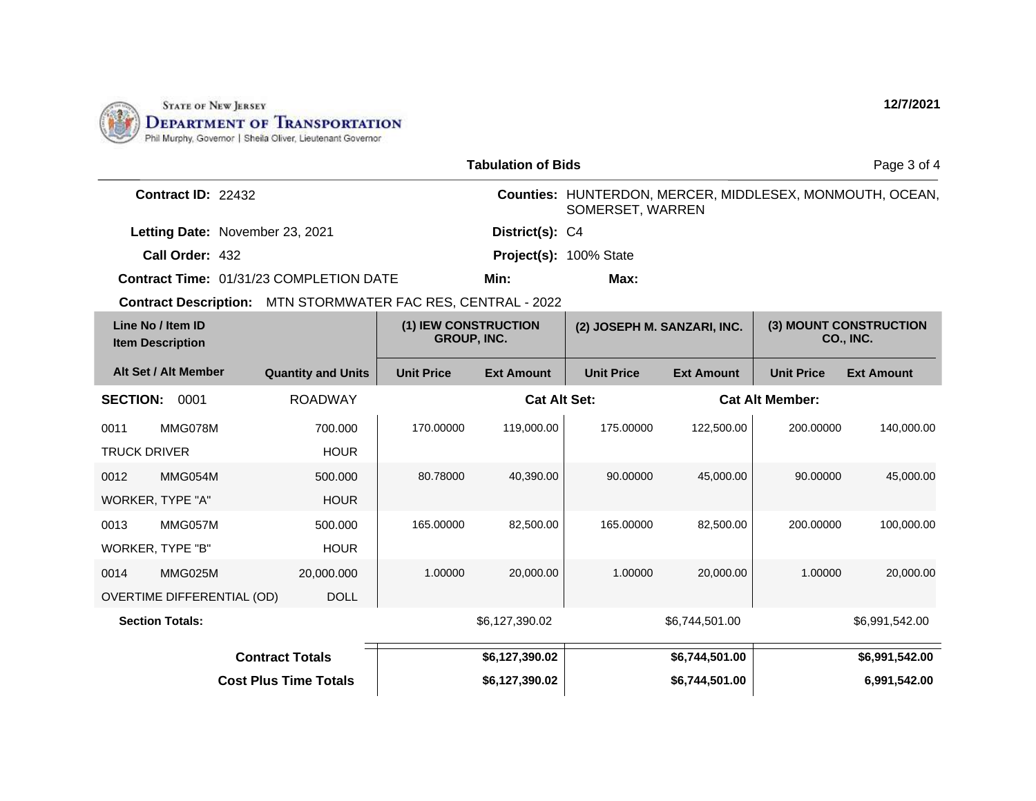STATE OF NEW JERSEY
DEPARTMENT OF TRANSPORTATION
Phil Murphy, Governor | Sheila Oliver, Lieutenant Governor

12/7/2021

**Tabulation of Bids**

**Contract ID:** 22432

**Counties:** HUNTERDON, MERCER, MIDDLESEX, MONMOUTH, OCEAN, SOMERSET, WARREN

**Letting Date:** November 23, 2021

**District(s):** C4

**Call Order:** 432

**Project(s):** 100% State

**Contract Time:** 01/31/23 COMPLETION DATE

**Min:**

**Max:**

**Contract Description:** MTN STORMWATER FAC RES, CENTRAL - 2022

| Line No / Item ID / Item Description | Alt Set / Alt Member | Quantity and Units | (1) IEW CONSTRUCTION GROUP, INC. Unit Price | (1) Ext Amount | (2) JOSEPH M. SANZARI, INC. Unit Price | (2) Ext Amount | (3) MOUNT CONSTRUCTION CO., INC. Unit Price | (3) Ext Amount |
|---|---|---|---|---|---|---|---|---|
| **SECTION: 0001** | | ROADWAY | | **Cat Alt Set:** | | | **Cat Alt Member:** | |
| 0011 MMG078M TRUCK DRIVER | | 700.000 HOUR | 170.00000 | 119,000.00 | 175.00000 | 122,500.00 | 200.00000 | 140,000.00 |
| 0012 MMG054M WORKER, TYPE "A" | | 500.000 HOUR | 80.78000 | 40,390.00 | 90.00000 | 45,000.00 | 90.00000 | 45,000.00 |
| 0013 MMG057M WORKER, TYPE "B" | | 500.000 HOUR | 165.00000 | 82,500.00 | 165.00000 | 82,500.00 | 200.00000 | 100,000.00 |
| 0014 MMG025M OVERTIME DIFFERENTIAL (OD) | | 20,000.000 DOLL | 1.00000 | 20,000.00 | 1.00000 | 20,000.00 | 1.00000 | 20,000.00 |
| **Section Totals:** | | | | $6,127,390.02 | | $6,744,501.00 | | $6,991,542.00 |
| **Contract Totals** | | | | **$6,127,390.02** | | **$6,744,501.00** | | **$6,991,542.00** |
| **Cost Plus Time Totals** | | | | **$6,127,390.02** | | **$6,744,501.00** | | **6,991,542.00** |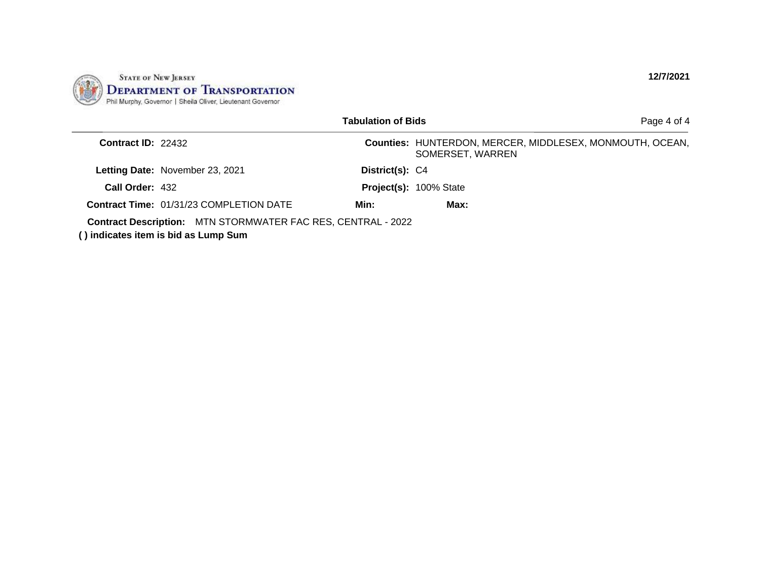STATE OF NEW JERSEY
**DEPARTMENT OF TRANSPORTATION**
Phil Murphy, Governor | Sheila Oliver, Lieutenant Governor

**12/7/2021**

**Tabulation of Bids**

**Contract ID:** 22432

**Counties:** HUNTERDON, MERCER, MIDDLESEX, MONMOUTH, OCEAN, SOMERSET, WARREN

**Letting Date:** November 23, 2021

**District(s):** C4

**Call Order:** 432

**Project(s):** 100% State

**Contract Time:** 01/31/23 COMPLETION DATE

**Min:**

**Max:**

**Contract Description:** MTN STORMWATER FAC RES, CENTRAL - 2022

**( ) indicates item is bid as Lump Sum**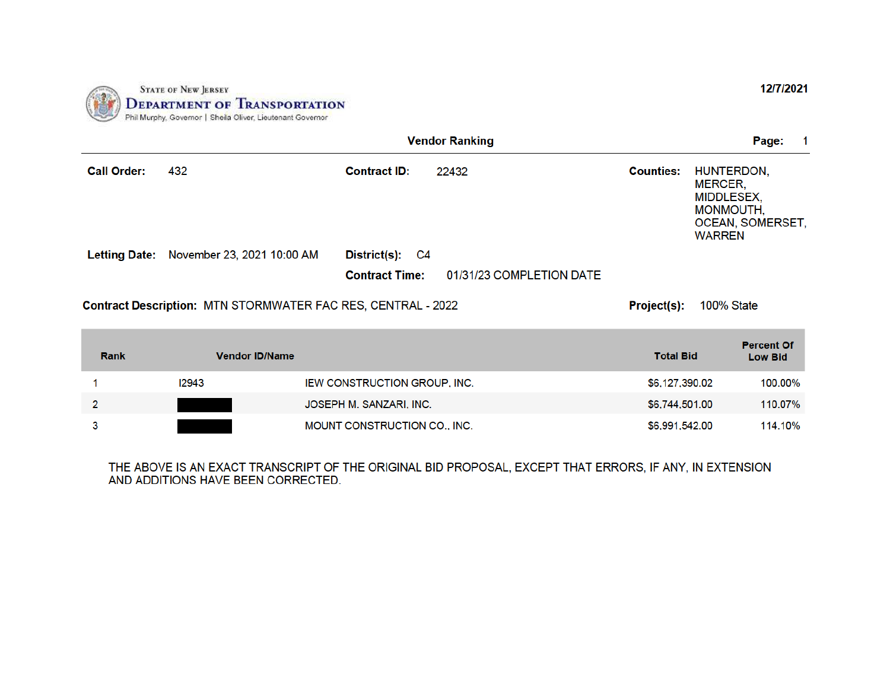State of New Jersey
Department of Transportation
Phil Murphy, Governor | Sheila Oliver, Lieutenant Governor

12/7/2021

## Vendor Ranking

**Call Order:** 432

**Contract ID:** 22432

**Counties:** HUNTERDON, MERCER, MIDDLESEX, MONMOUTH, OCEAN, SOMERSET, WARREN

**Letting Date:** November 23, 2021 10:00 AM

**District(s):** C4

**Contract Time:** 01/31/23 COMPLETION DATE

**Contract Description:** MTN STORMWATER FAC RES, CENTRAL - 2022

**Project(s):** 100% State

| Rank | Vendor ID/Name | | Total Bid | Percent Of Low Bid |
|---|---|---|---|---|
| 1 | I2943 | IEW CONSTRUCTION GROUP, INC. | $6,127,390.02 | 100.00% |
| 2 | [REDACTED] | JOSEPH M. SANZARI, INC. | $6,744,501.00 | 110.07% |
| 3 | [REDACTED] | MOUNT CONSTRUCTION CO., INC. | $6,991,542.00 | 114.10% |

THE ABOVE IS AN EXACT TRANSCRIPT OF THE ORIGINAL BID PROPOSAL, EXCEPT THAT ERRORS, IF ANY, IN EXTENSION AND ADDITIONS HAVE BEEN CORRECTED.